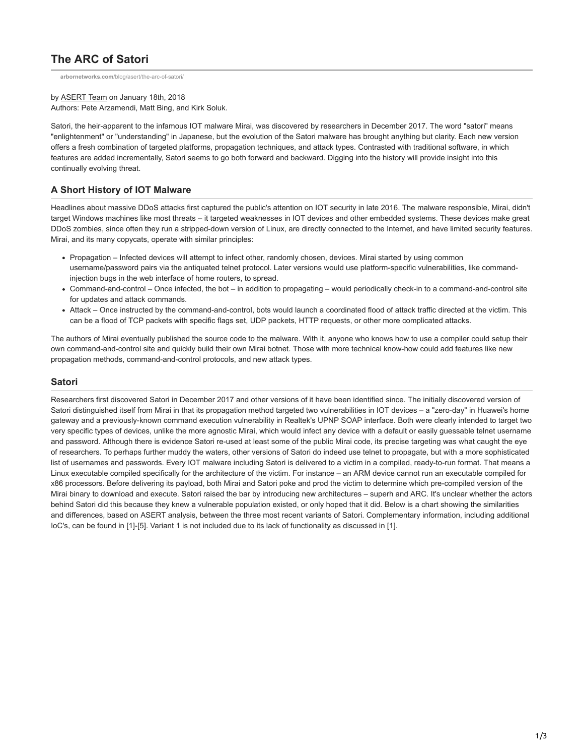# The ARC of Satori

arbornetworks.com/blog/asert/the-arc-of-satori/

by ASERT Team on January 18th, 2018
Authors: Pete Arzamendi, Matt Bing, and Kirk Soluk.

Satori, the heir-apparent to the infamous IOT malware Mirai, was discovered by researchers in December 2017. The word "satori" means "enlightenment" or "understanding" in Japanese, but the evolution of the Satori malware has brought anything but clarity. Each new version offers a fresh combination of targeted platforms, propagation techniques, and attack types. Contrasted with traditional software, in which features are added incrementally, Satori seems to go both forward and backward. Digging into the history will provide insight into this continually evolving threat.

## A Short History of IOT Malware

Headlines about massive DDoS attacks first captured the public's attention on IOT security in late 2016. The malware responsible, Mirai, didn't target Windows machines like most threats – it targeted weaknesses in IOT devices and other embedded systems. These devices make great DDoS zombies, since often they run a stripped-down version of Linux, are directly connected to the Internet, and have limited security features. Mirai, and its many copycats, operate with similar principles:

- Propagation – Infected devices will attempt to infect other, randomly chosen, devices. Mirai started by using common username/password pairs via the antiquated telnet protocol. Later versions would use platform-specific vulnerabilities, like command-injection bugs in the web interface of home routers, to spread.
- Command-and-control – Once infected, the bot – in addition to propagating – would periodically check-in to a command-and-control site for updates and attack commands.
- Attack – Once instructed by the command-and-control, bots would launch a coordinated flood of attack traffic directed at the victim. This can be a flood of TCP packets with specific flags set, UDP packets, HTTP requests, or other more complicated attacks.

The authors of Mirai eventually published the source code to the malware. With it, anyone who knows how to use a compiler could setup their own command-and-control site and quickly build their own Mirai botnet. Those with more technical know-how could add features like new propagation methods, command-and-control protocols, and new attack types.

## Satori

Researchers first discovered Satori in December 2017 and other versions of it have been identified since. The initially discovered version of Satori distinguished itself from Mirai in that its propagation method targeted two vulnerabilities in IOT devices – a "zero-day" in Huawei's home gateway and a previously-known command execution vulnerability in Realtek's UPNP SOAP interface. Both were clearly intended to target two very specific types of devices, unlike the more agnostic Mirai, which would infect any device with a default or easily guessable telnet username and password. Although there is evidence Satori re-used at least some of the public Mirai code, its precise targeting was what caught the eye of researchers. To perhaps further muddy the waters, other versions of Satori do indeed use telnet to propagate, but with a more sophisticated list of usernames and passwords. Every IOT malware including Satori is delivered to a victim in a compiled, ready-to-run format. That means a Linux executable compiled specifically for the architecture of the victim. For instance – an ARM device cannot run an executable compiled for x86 processors. Before delivering its payload, both Mirai and Satori poke and prod the victim to determine which pre-compiled version of the Mirai binary to download and execute. Satori raised the bar by introducing new architectures – superh and ARC. It's unclear whether the actors behind Satori did this because they knew a vulnerable population existed, or only hoped that it did. Below is a chart showing the similarities and differences, based on ASERT analysis, between the three most recent variants of Satori. Complementary information, including additional IoC's, can be found in [1]-[5]. Variant 1 is not included due to its lack of functionality as discussed in [1].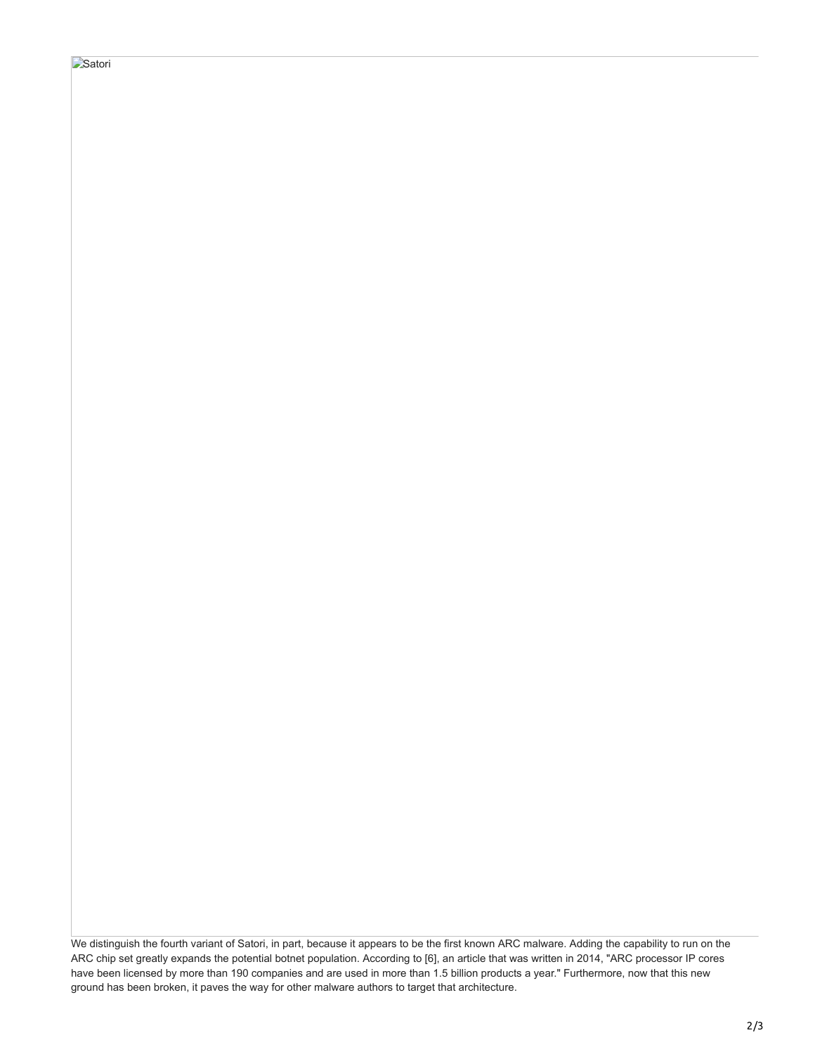Satori

We distinguish the fourth variant of Satori, in part, because it appears to be the first known ARC malware. Adding the capability to run on the ARC chip set greatly expands the potential botnet population. According to [6], an article that was written in 2014, "ARC processor IP cores have been licensed by more than 190 companies and are used in more than 1.5 billion products a year." Furthermore, now that this new ground has been broken, it paves the way for other malware authors to target that architecture.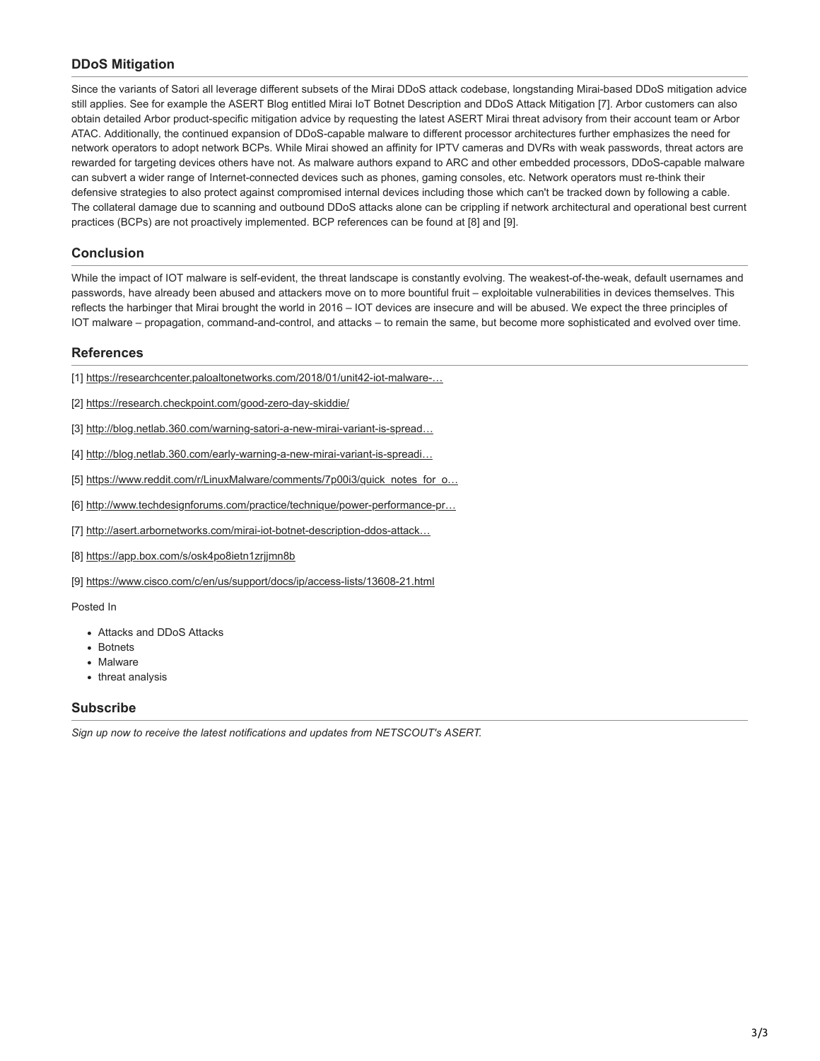## DDoS Mitigation

Since the variants of Satori all leverage different subsets of the Mirai DDoS attack codebase, longstanding Mirai-based DDoS mitigation advice still applies. See for example the ASERT Blog entitled Mirai IoT Botnet Description and DDoS Attack Mitigation [7]. Arbor customers can also obtain detailed Arbor product-specific mitigation advice by requesting the latest ASERT Mirai threat advisory from their account team or Arbor ATAC. Additionally, the continued expansion of DDoS-capable malware to different processor architectures further emphasizes the need for network operators to adopt network BCPs. While Mirai showed an affinity for IPTV cameras and DVRs with weak passwords, threat actors are rewarded for targeting devices others have not. As malware authors expand to ARC and other embedded processors, DDoS-capable malware can subvert a wider range of Internet-connected devices such as phones, gaming consoles, etc. Network operators must re-think their defensive strategies to also protect against compromised internal devices including those which can't be tracked down by following a cable. The collateral damage due to scanning and outbound DDoS attacks alone can be crippling if network architectural and operational best current practices (BCPs) are not proactively implemented. BCP references can be found at [8] and [9].

## Conclusion

While the impact of IOT malware is self-evident, the threat landscape is constantly evolving. The weakest-of-the-weak, default usernames and passwords, have already been abused and attackers move on to more bountiful fruit – exploitable vulnerabilities in devices themselves. This reflects the harbinger that Mirai brought the world in 2016 – IOT devices are insecure and will be abused. We expect the three principles of IOT malware – propagation, command-and-control, and attacks – to remain the same, but become more sophisticated and evolved over time.

## References

[1] https://researchcenter.paloaltonetworks.com/2018/01/unit42-iot-malware-…

[2] https://research.checkpoint.com/good-zero-day-skiddie/

[3] http://blog.netlab.360.com/warning-satori-a-new-mirai-variant-is-spread…

[4] http://blog.netlab.360.com/early-warning-a-new-mirai-variant-is-spreadi…

[5] https://www.reddit.com/r/LinuxMalware/comments/7p00i3/quick_notes_for_o…

[6] http://www.techdesignforums.com/practice/technique/power-performance-pr…

[7] http://asert.arbornetworks.com/mirai-iot-botnet-description-ddos-attack…

[8] https://app.box.com/s/osk4po8ietn1zrjjmn8b

[9] https://www.cisco.com/c/en/us/support/docs/ip/access-lists/13608-21.html

Posted In

- Attacks and DDoS Attacks
- Botnets
- Malware
- threat analysis

## Subscribe

*Sign up now to receive the latest notifications and updates from NETSCOUT's ASERT.*